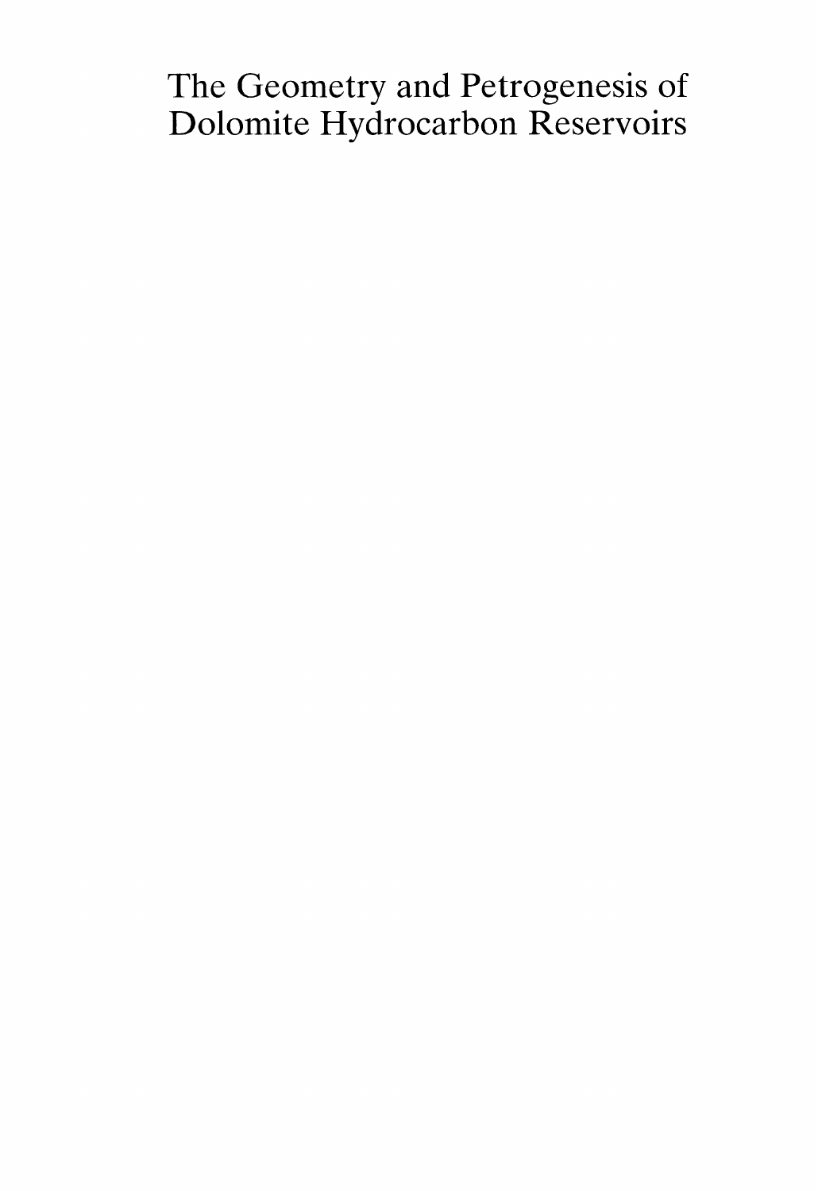# The Geometry and Petrogenesis of Dolomite Hydrocarbon Reservoirs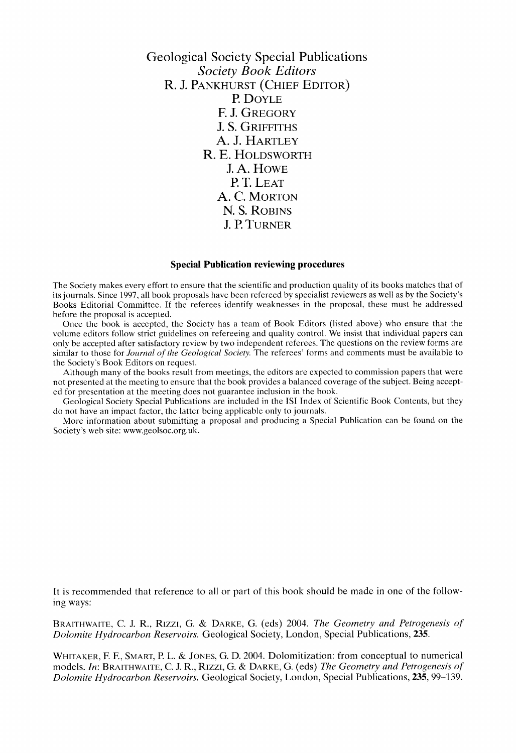# Geological Society Special Publications

## *Society Book Editors*

R. J. PANKHURST (CHIEF EDITOR)

P. DOYLE

F. J. GREGORY

J. S. GRIFFITHS

A. J. HARTLEY

R. E. HOLDSWORTH

J. A. HOWE

P. T. LEAT

A. C. MORTON

N. S. ROBINS

J. P. TURNER

### Special Publication reviewing procedures

The Society makes every effort to ensure that the scientific and production quality of its books matches that of its journals. Since 1997, all book proposals have been refereed by specialist reviewers as well as by the Society's Books Editorial Committee. If the referees identify weaknesses in the proposal, these must be addressed before the proposal is accepted.

Once the book is accepted, the Society has a team of Book Editors (listed above) who ensure that the volume editors follow strict guidelines on refereeing and quality control. We insist that individual papers can only be accepted after satisfactory review by two independent referees. The questions on the review forms are similar to those for *Journal of the Geological Society*. The referees' forms and comments must be available to the Society's Book Editors on request.

Although many of the books result from meetings, the editors are expected to commission papers that were not presented at the meeting to ensure that the book provides a balanced coverage of the subject. Being accepted for presentation at the meeting does not guarantee inclusion in the book.

Geological Society Special Publications are included in the ISI Index of Scientific Book Contents, but they do not have an impact factor, the latter being applicable only to journals.

More information about submitting a proposal and producing a Special Publication can be found on the Society's web site: www.geolsoc.org.uk.

It is recommended that reference to all or part of this book should be made in one of the following ways:

BRAITHWAITE, C. J. R., RIZZI, G. & DARKE, G. (eds) 2004. *The Geometry and Petrogenesis of Dolomite Hydrocarbon Reservoirs.* Geological Society, London, Special Publications, **235**.

WHITAKER, F. F., SMART, P. L. & JONES, G. D. 2004. Dolomitization: from conceptual to numerical models. *In*: BRAITHWAITE, C. J. R., RIZZI, G. & DARKE, G. (eds) *The Geometry and Petrogenesis of Dolomite Hydrocarbon Reservoirs.* Geological Society, London, Special Publications, **235**, 99–139.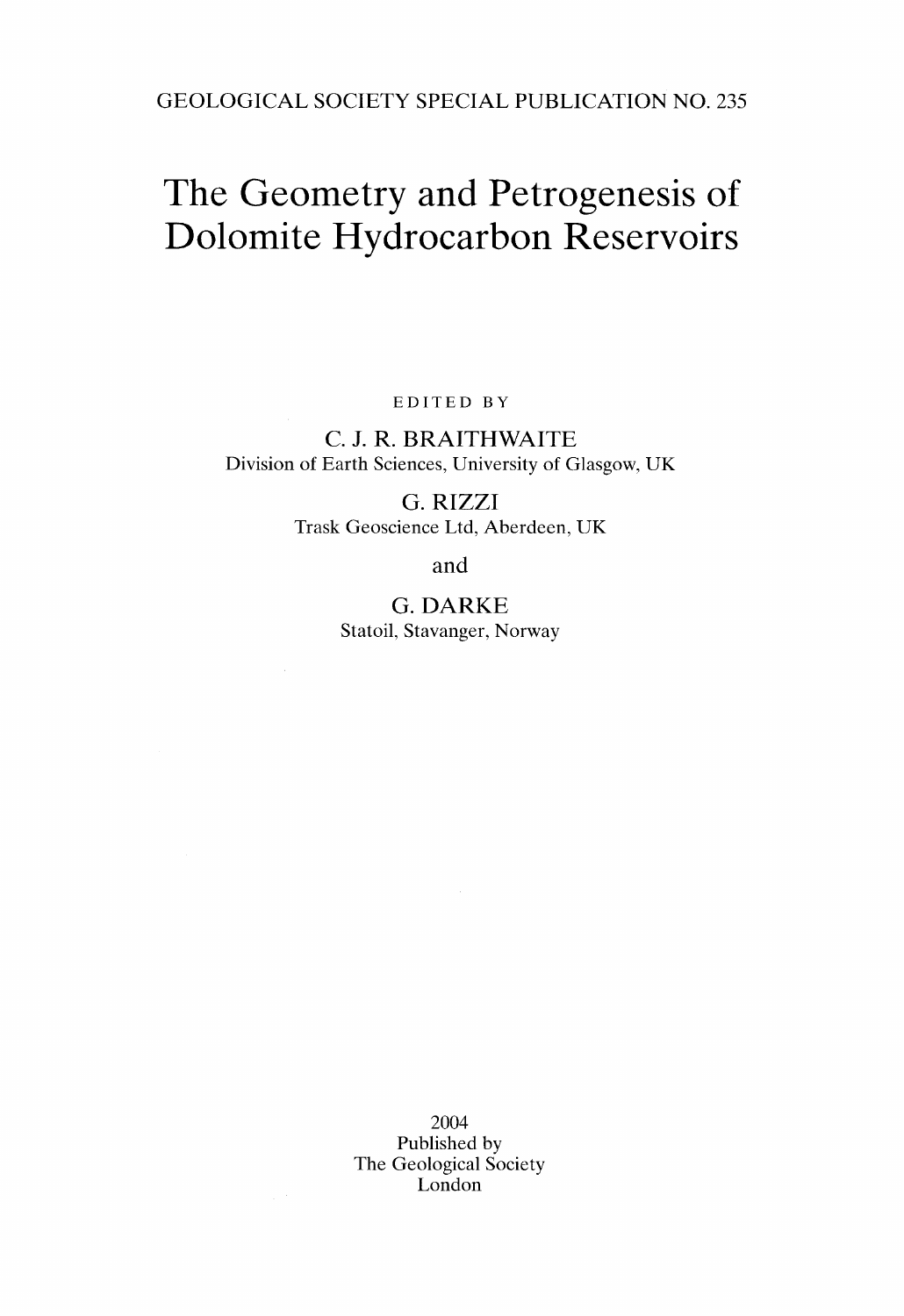GEOLOGICAL SOCIETY SPECIAL PUBLICATION NO. 235

# The Geometry and Petrogenesis of Dolomite Hydrocarbon Reservoirs

EDITED BY

C. J. R. BRAITHWAITE  
Division of Earth Sciences, University of Glasgow, UK

G. RIZZI  
Trask Geoscience Ltd, Aberdeen, UK

and

G. DARKE  
Statoil, Stavanger, Norway

2004  
Published by  
The Geological Society  
London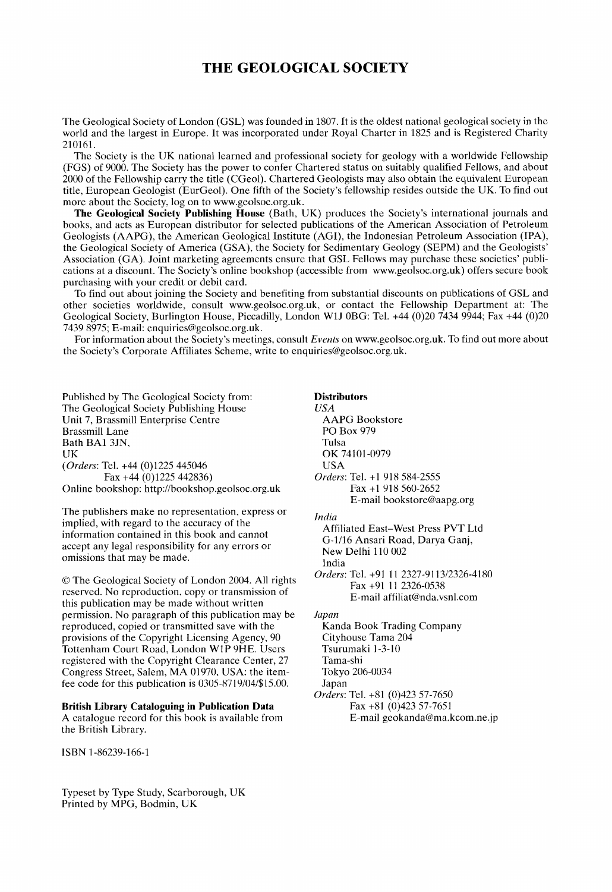# THE GEOLOGICAL SOCIETY

The Geological Society of London (GSL) was founded in 1807. It is the oldest national geological society in the world and the largest in Europe. It was incorporated under Royal Charter in 1825 and is Registered Charity 210161.

The Society is the UK national learned and professional society for geology with a worldwide Fellowship (FGS) of 9000. The Society has the power to confer Chartered status on suitably qualified Fellows, and about 2000 of the Fellowship carry the title (CGeol). Chartered Geologists may also obtain the equivalent European title, European Geologist (EurGeol). One fifth of the Society's fellowship resides outside the UK. To find out more about the Society, log on to www.geolsoc.org.uk.

**The Geological Society Publishing House** (Bath, UK) produces the Society's international journals and books, and acts as European distributor for selected publications of the American Association of Petroleum Geologists (AAPG), the American Geological Institute (AGI), the Indonesian Petroleum Association (IPA), the Geological Society of America (GSA), the Society for Sedimentary Geology (SEPM) and the Geologists' Association (GA). Joint marketing agreements ensure that GSL Fellows may purchase these societies' publications at a discount. The Society's online bookshop (accessible from www.geolsoc.org.uk) offers secure book purchasing with your credit or debit card.

To find out about joining the Society and benefiting from substantial discounts on publications of GSL and other societies worldwide, consult www.geolsoc.org.uk, or contact the Fellowship Department at: The Geological Society, Burlington House, Piccadilly, London W1J 0BG: Tel. +44 (0)20 7434 9944; Fax +44 (0)20 7439 8975; E-mail: enquiries@geolsoc.org.uk.

For information about the Society's meetings, consult *Events* on www.geolsoc.org.uk. To find out more about the Society's Corporate Affiliates Scheme, write to enquiries@geolsoc.org.uk.

Published by The Geological Society from:
The Geological Society Publishing House
Unit 7, Brassmill Enterprise Centre
Brassmill Lane
Bath BA1 3JN,
UK
(*Orders*: Tel. +44 (0)1225 445046
Fax +44 (0)1225 442836)
Online bookshop: http://bookshop.geolsoc.org.uk

The publishers make no representation, express or implied, with regard to the accuracy of the information contained in this book and cannot accept any legal responsibility for any errors or omissions that may be made.

© The Geological Society of London 2004. All rights reserved. No reproduction, copy or transmission of this publication may be made without written permission. No paragraph of this publication may be reproduced, copied or transmitted save with the provisions of the Copyright Licensing Agency, 90 Tottenham Court Road, London W1P 9HE. Users registered with the Copyright Clearance Center, 27 Congress Street, Salem, MA 01970, USA: the item-fee code for this publication is 0305-8719/04/$15.00.

**British Library Cataloguing in Publication Data**
A catalogue record for this book is available from the British Library.

ISBN 1-86239-166-1

Typeset by Type Study, Scarborough, UK
Printed by MPG, Bodmin, UK

**Distributors**

*USA*
AAPG Bookstore
PO Box 979
Tulsa
OK 74101-0979
USA
*Orders*: Tel. +1 918 584-2555
Fax +1 918 560-2652
E-mail bookstore@aapg.org

*India*
Affiliated East-West Press PVT Ltd
G-1/16 Ansari Road, Darya Ganj,
New Delhi 110 002
India
*Orders*: Tel. +91 11 2327-9113/2326-4180
Fax +91 11 2326-0538
E-mail affiliat@nda.vsnl.com

*Japan*
Kanda Book Trading Company
Cityhouse Tama 204
Tsurumaki 1-3-10
Tama-shi
Tokyo 206-0034
Japan
*Orders*: Tel. +81 (0)423 57-7650
Fax +81 (0)423 57-7651
E-mail geokanda@ma.kcom.ne.jp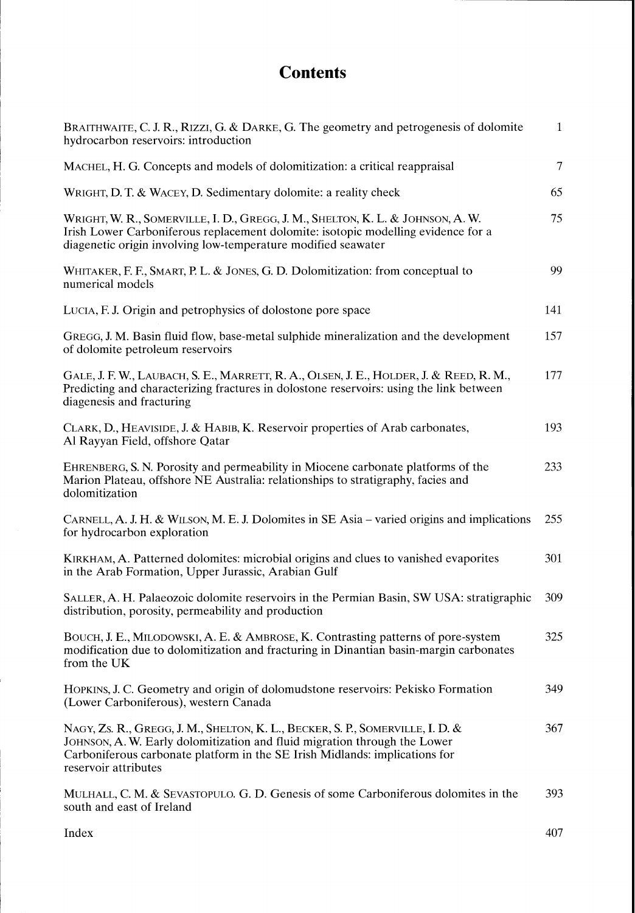# Contents

| | |
|---|---|
| BRAITHWAITE, C. J. R., RIZZI, G. & DARKE, G. The geometry and petrogenesis of dolomite hydrocarbon reservoirs: introduction | 1 |
| MACHEL, H. G. Concepts and models of dolomitization: a critical reappraisal | 7 |
| WRIGHT, D. T. & WACEY, D. Sedimentary dolomite: a reality check | 65 |
| WRIGHT, W. R., SOMERVILLE, I. D., GREGG, J. M., SHELTON, K. L. & JOHNSON, A. W. Irish Lower Carboniferous replacement dolomite: isotopic modelling evidence for a diagenetic origin involving low-temperature modified seawater | 75 |
| WHITAKER, F. F., SMART, P. L. & JONES, G. D. Dolomitization: from conceptual to numerical models | 99 |
| LUCIA, F. J. Origin and petrophysics of dolostone pore space | 141 |
| GREGG, J. M. Basin fluid flow, base-metal sulphide mineralization and the development of dolomite petroleum reservoirs | 157 |
| GALE, J. F. W., LAUBACH, S. E., MARRETT, R. A., OLSEN, J. E., HOLDER, J. & REED, R. M., Predicting and characterizing fractures in dolostone reservoirs: using the link between diagenesis and fracturing | 177 |
| CLARK, D., HEAVISIDE, J. & HABIB, K. Reservoir properties of Arab carbonates, Al Rayyan Field, offshore Qatar | 193 |
| EHRENBERG, S. N. Porosity and permeability in Miocene carbonate platforms of the Marion Plateau, offshore NE Australia: relationships to stratigraphy, facies and dolomitization | 233 |
| CARNELL, A. J. H. & WILSON, M. E. J. Dolomites in SE Asia – varied origins and implications for hydrocarbon exploration | 255 |
| KIRKHAM, A. Patterned dolomites: microbial origins and clues to vanished evaporites in the Arab Formation, Upper Jurassic, Arabian Gulf | 301 |
| SALLER, A. H. Palaeozoic dolomite reservoirs in the Permian Basin, SW USA: stratigraphic distribution, porosity, permeability and production | 309 |
| BOUCH, J. E., MILODOWSKI, A. E. & AMBROSE, K. Contrasting patterns of pore-system modification due to dolomitization and fracturing in Dinantian basin-margin carbonates from the UK | 325 |
| HOPKINS, J. C. Geometry and origin of dolomudstone reservoirs: Pekisko Formation (Lower Carboniferous), western Canada | 349 |
| NAGY, ZS. R., GREGG, J. M., SHELTON, K. L., BECKER, S. P., SOMERVILLE, I. D. & JOHNSON, A. W. Early dolomitization and fluid migration through the Lower Carboniferous carbonate platform in the SE Irish Midlands: implications for reservoir attributes | 367 |
| MULHALL, C. M. & SEVASTOPULO. G. D. Genesis of some Carboniferous dolomites in the south and east of Ireland | 393 |
| Index | 407 |